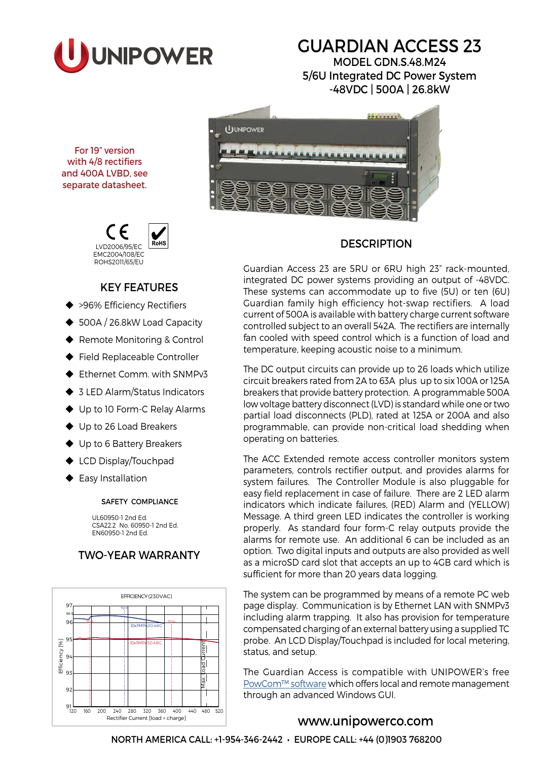# GUARDIAN ACCESS 23

MODEL GDN.S.48.M24

5/6U Integrated DC Power System

-48VDC | 500A | 26.8kW

For 19" version with 4/8 rectifiers and 400A LVBD, see separate datasheet.

LVD2006/95/EC
EMC2004/108/EC
ROHS2011/65/EU

## KEY FEATURES

- >96% Efficiency Rectifiers
- 500A / 26.8kW Load Capacity
- Remote Monitoring & Control
- Field Replaceable Controller
- Ethernet Comm. with SNMPv3
- 3 LED Alarm/Status Indicators
- Up to 10 Form-C Relay Alarms
- Up to 26 Load Breakers
- Up to 6 Battery Breakers
- LCD Display/Touchpad
- Easy Installation

### SAFETY COMPLIANCE

UL60950-1 2nd Ed.
CSA22.2 No. 60950-1 2nd Ed.
EN60950-1 2nd Ed.

## TWO-YEAR WARRANTY

EFFICIENCY (230VAC)

## DESCRIPTION

Guardian Access 23 are 5RU or 6RU high 23" rack-mounted, integrated DC power systems providing an output of -48VDC. These systems can accommodate up to five (5U) or ten (6U) Guardian family high efficiency hot-swap rectifiers. A load current of 500A is available with battery charge current software controlled subject to an overall 542A. The rectifiers are internally fan cooled with speed control which is a function of load and temperature, keeping acoustic noise to a minimum.

The DC output circuits can provide up to 26 loads which utilize circuit breakers rated from 2A to 63A plus up to six 100A or 125A breakers that provide battery protection. A programmable 500A low voltage battery disconnect (LVD) is standard while one or two partial load disconnects (PLD), rated at 125A or 200A and also programmable, can provide non-critical load shedding when operating on batteries.

The ACC Extended remote access controller monitors system parameters, controls rectifier output, and provides alarms for system failures. The Controller Module is also pluggable for easy field replacement in case of failure. There are 2 LED alarm indicators which indicate failures, (RED) Alarm and (YELLOW) Message. A third green LED indicates the controller is working properly. As standard four form-C relay outputs provide the alarms for remote use. An additional 6 can be included as an option. Two digital inputs and outputs are also provided as well as a microSD card slot that accepts an up to 4GB card which is sufficient for more than 20 years data logging.

The system can be programmed by means of a remote PC web page display. Communication is by Ethernet LAN with SNMPv3 including alarm trapping. It also has provision for temperature compensated charging of an external battery using a supplied TC probe. An LCD Display/Touchpad is included for local metering, status, and setup.

The Guardian Access is compatible with UNIPOWER's free PowCom™ software which offers local and remote management through an advanced Windows GUI.

www.unipowerco.com

NORTH AMERICA CALL: +1-954-346-2442 • EUROPE CALL: +44 (0)1903 768200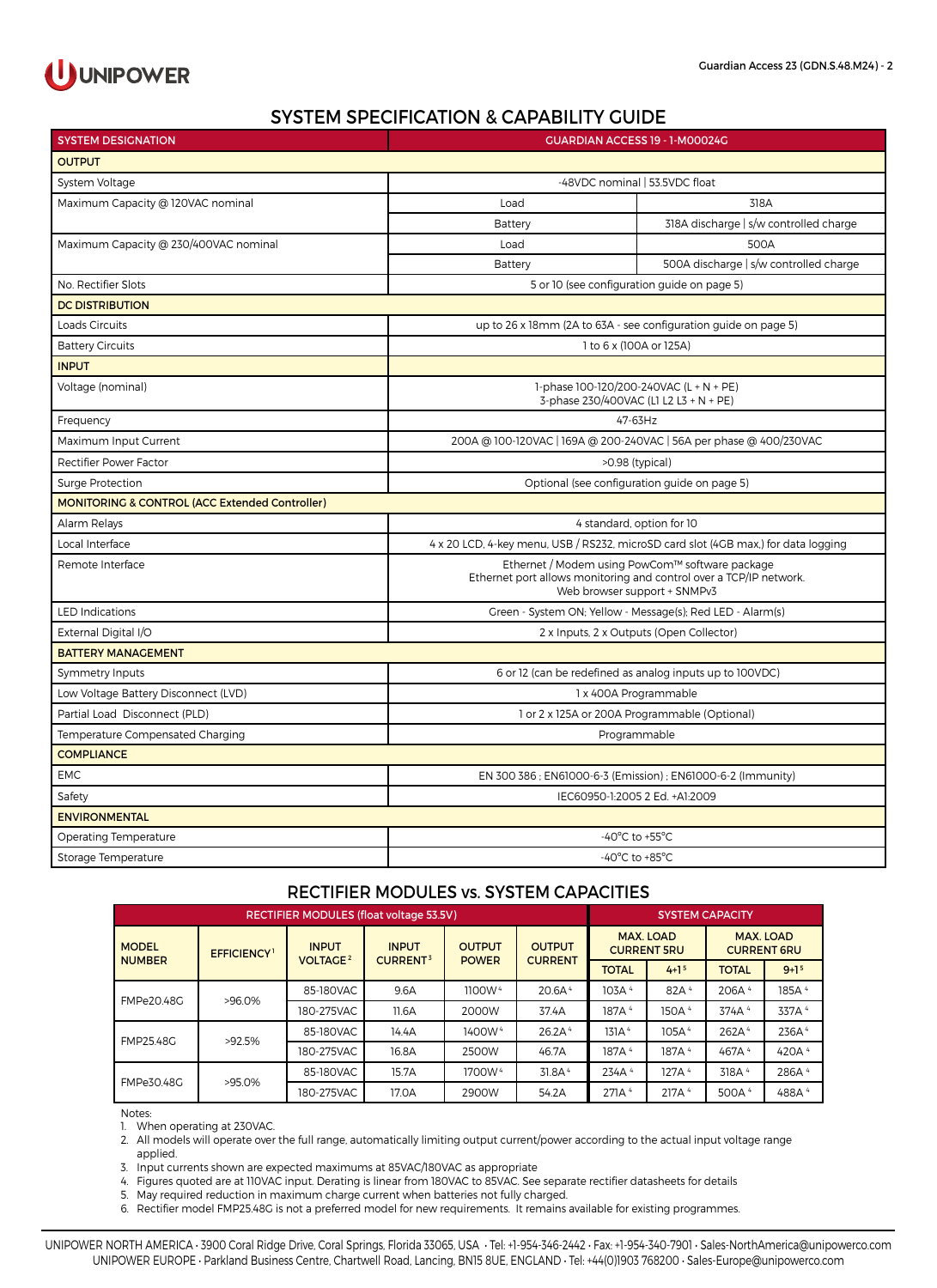## SYSTEM SPECIFICATION & CAPABILITY GUIDE

| SYSTEM DESIGNATION | GUARDIAN ACCESS 19 - 1-M00024G | |
|---|---|---|
| **OUTPUT** | | |
| System Voltage | -48VDC nominal \| 53.5VDC float | |
| Maximum Capacity @ 120VAC nominal | Load | 318A |
| | Battery | 318A discharge \| s/w controlled charge |
| Maximum Capacity @ 230/400VAC nominal | Load | 500A |
| | Battery | 500A discharge \| s/w controlled charge |
| No. Rectifier Slots | 5 or 10 (see configuration guide on page 5) | |
| **DC DISTRIBUTION** | | |
| Loads Circuits | up to 26 x 18mm (2A to 63A - see configuration guide on page 5) | |
| Battery Circuits | 1 to 6 x (100A or 125A) | |
| **INPUT** | | |
| Voltage (nominal) | 1-phase 100-120/200-240VAC (L + N + PE)<br>3-phase 230/400VAC (L1 L2 L3 + N + PE) | |
| Frequency | 47-63Hz | |
| Maximum Input Current | 200A @ 100-120VAC \| 169A @ 200-240VAC \| 56A per phase @ 400/230VAC | |
| Rectifier Power Factor | >0.98 (typical) | |
| Surge Protection | Optional (see configuration guide on page 5) | |
| **MONITORING & CONTROL (ACC Extended Controller)** | | |
| Alarm Relays | 4 standard, option for 10 | |
| Local Interface | 4 x 20 LCD, 4-key menu, USB / RS232, microSD card slot (4GB max.) for data logging | |
| Remote Interface | Ethernet / Modem using PowCom™ software package<br>Ethernet port allows monitoring and control over a TCP/IP network.<br>Web browser support + SNMPv3 | |
| LED Indications | Green - System ON; Yellow - Message(s); Red LED - Alarm(s) | |
| External Digital I/O | 2 x Inputs, 2 x Outputs (Open Collector) | |
| **BATTERY MANAGEMENT** | | |
| Symmetry Inputs | 6 or 12 (can be redefined as analog inputs up to 100VDC) | |
| Low Voltage Battery Disconnect (LVD) | 1 x 400A Programmable | |
| Partial Load Disconnect (PLD) | 1 or 2 x 125A or 200A Programmable (Optional) | |
| Temperature Compensated Charging | Programmable | |
| **COMPLIANCE** | | |
| EMC | EN 300 386 ; EN61000-6-3 (Emission) ; EN61000-6-2 (Immunity) | |
| Safety | IEC60950-1:2005 2 Ed. +A1:2009 | |
| **ENVIRONMENTAL** | | |
| Operating Temperature | -40°C to +55°C | |
| Storage Temperature | -40°C to +85°C | |

## RECTIFIER MODULES vs. SYSTEM CAPACITIES

| RECTIFIER MODULES (float voltage 53.5V) | | | | | | SYSTEM CAPACITY | | | |
|---|---|---|---|---|---|---|---|---|---|
| MODEL NUMBER | EFFICIENCY[1] | INPUT VOLTAGE[2] | INPUT CURRENT[3] | OUTPUT POWER | OUTPUT CURRENT | MAX. LOAD CURRENT 5RU | | MAX. LOAD CURRENT 6RU | |
| | | | | | | TOTAL | 4+1[5] | TOTAL | 9+1[5] |
| FMPe20.48G | >96.0% | 85-180VAC | 9.6A | 1100W[4] | 20.6A[4] | 103A[4] | 82A[4] | 206A[4] | 185A[4] |
| | | 180-275VAC | 11.6A | 2000W | 37.4A | 187A[4] | 150A[4] | 374A[4] | 337A[4] |
| FMP25.48G | >92.5% | 85-180VAC | 14.4A | 1400W[4] | 26.2A[4] | 131A[4] | 105A[4] | 262A[4] | 236A[4] |
| | | 180-275VAC | 16.8A | 2500W | 46.7A | 187A[4] | 187A[4] | 467A[4] | 420A[4] |
| FMPe30.48G | >95.0% | 85-180VAC | 15.7A | 1700W[4] | 31.8A[4] | 234A[4] | 127A[4] | 318A[4] | 286A[4] |
| | | 180-275VAC | 17.0A | 2900W | 54.2A | 271A[4] | 217A[4] | 500A[4] | 488A[4] |

Notes:

1. When operating at 230VAC.
2. All models will operate over the full range, automatically limiting output current/power according to the actual input voltage range applied.
3. Input currents shown are expected maximums at 85VAC/180VAC as appropriate
4. Figures quoted are at 110VAC input. Derating is linear from 180VAC to 85VAC. See separate rectifier datasheets for details
5. May required reduction in maximum charge current when batteries not fully charged.
6. Rectifier model FMP25.48G is not a preferred model for new requirements. It remains available for existing programmes.

UNIPOWER NORTH AMERICA · 3900 Coral Ridge Drive, Coral Springs, Florida 33065, USA · Tel: +1-954-346-2442 · Fax: +1-954-340-7901 · Sales-NorthAmerica@unipowerco.com
UNIPOWER EUROPE · Parkland Business Centre, Chartwell Road, Lancing, BN15 8UE, ENGLAND · Tel: +44(0)1903 768200 · Sales-Europe@unipowerco.com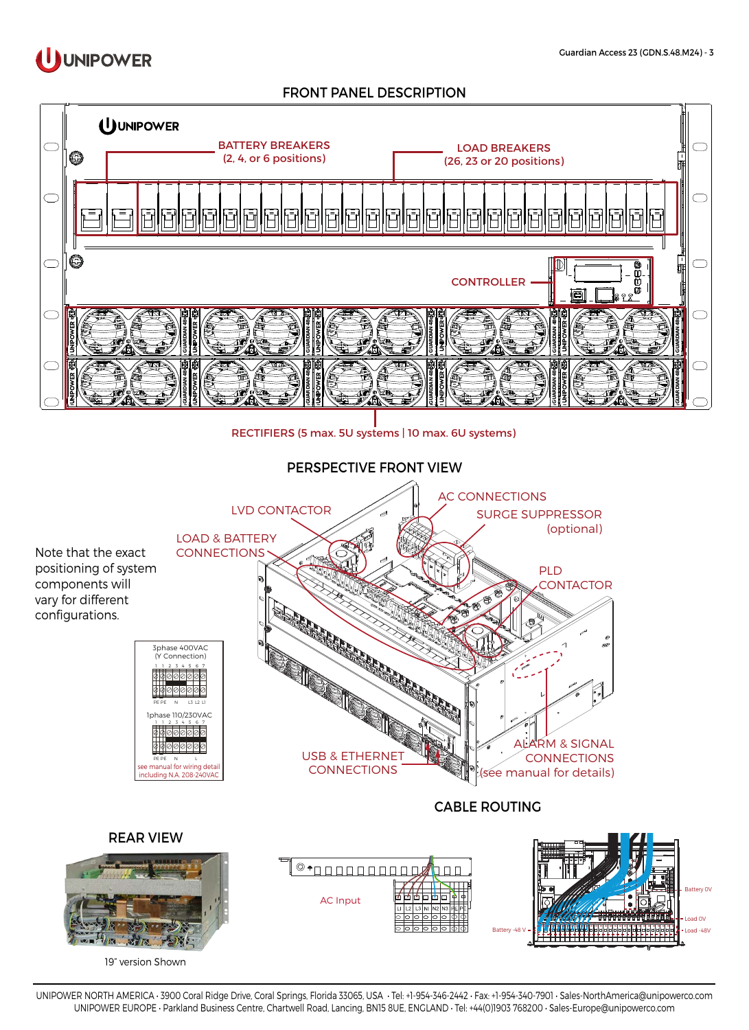## FRONT PANEL DESCRIPTION

BATTERY BREAKERS
(2, 4, or 6 positions)

LOAD BREAKERS
(26, 23 or 20 positions)

CONTROLLER

RECTIFIERS (5 max. 5U systems | 10 max. 6U systems)

## PERSPECTIVE FRONT VIEW

Note that the exact positioning of system components will vary for different configurations.

LVD CONTACTOR

AC CONNECTIONS

SURGE SUPPRESSOR (optional)

LOAD & BATTERY CONNECTIONS

PLD CONTACTOR

3phase 400VAC (Y Connection)

1phase 110/230VAC

see manual for wiring detail including N.A. 208-240VAC

USB & ETHERNET CONNECTIONS

ALARM & SIGNAL CONNECTIONS (see manual for details)

## CABLE ROUTING

## REAR VIEW

19" version Shown

AC Input

Battery 0V

Load 0V

Battery -48 V

Load -48V

UNIPOWER NORTH AMERICA · 3900 Coral Ridge Drive, Coral Springs, Florida 33065, USA · Tel: +1-954-346-2442 · Fax: +1-954-340-7901 · Sales-NorthAmerica@unipowerco.com
UNIPOWER EUROPE · Parkland Business Centre, Chartwell Road, Lancing, BN15 8UE, ENGLAND · Tel: +44(0)1903 768200 · Sales-Europe@unipowerco.com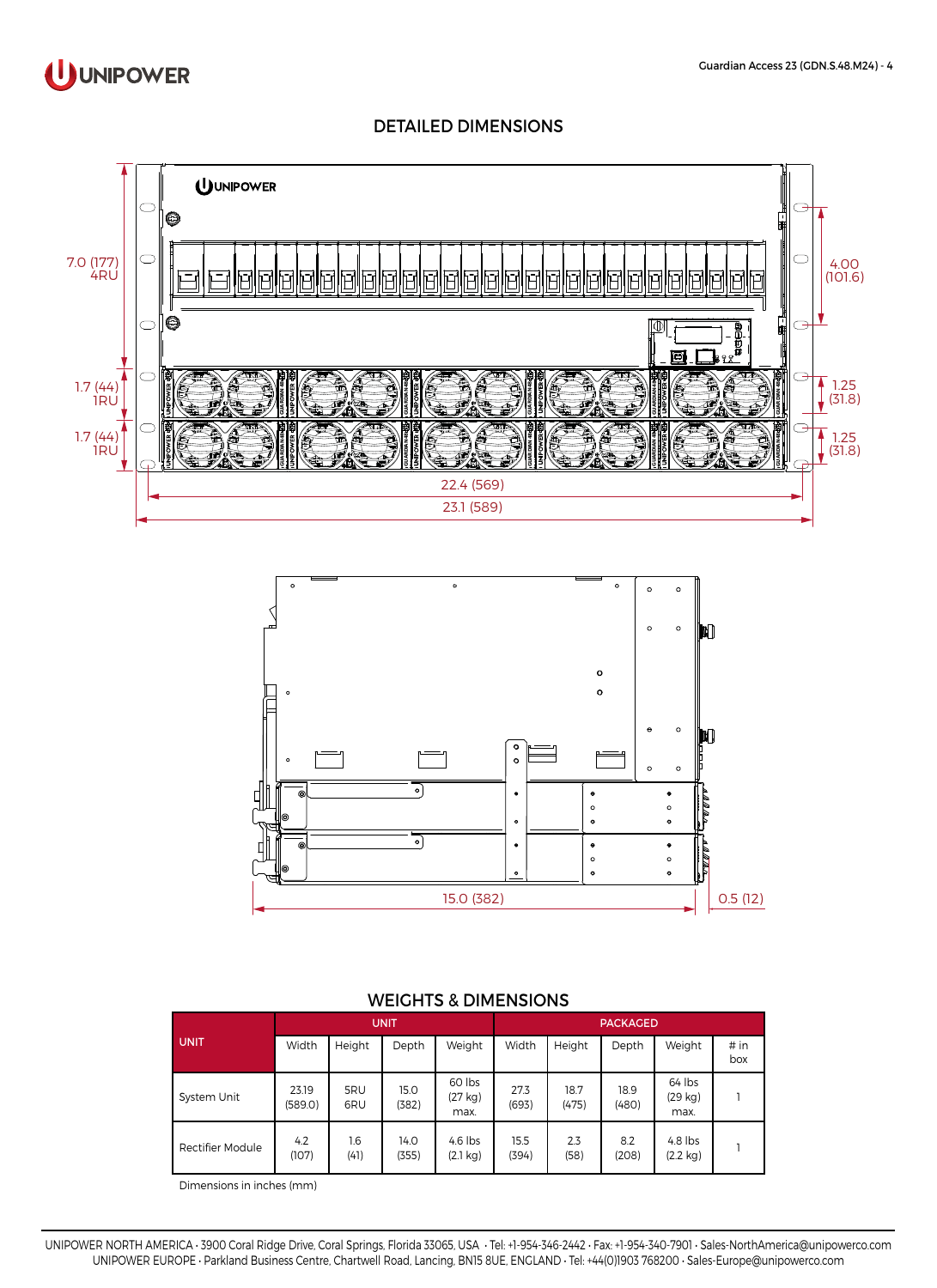## DETAILED DIMENSIONS

7.0 (177)
4RU

1.7 (44)
1RU

1.7 (44)
1RU

4.00
(101.6)

1.25
(31.8)

1.25
(31.8)

22.4 (569)

23.1 (589)

15.0 (382)

0.5 (12)

## WEIGHTS & DIMENSIONS

| UNIT | UNIT | | | | PACKAGED | | | | |
|---|---|---|---|---|---|---|---|---|---|
| | Width | Height | Depth | Weight | Width | Height | Depth | Weight | # in box |
| System Unit | 23.19 (589.0) | 5RU 6RU | 15.0 (382) | 60 lbs (27 kg) max. | 27.3 (693) | 18.7 (475) | 18.9 (480) | 64 lbs (29 kg) max. | 1 |
| Rectifier Module | 4.2 (107) | 1.6 (41) | 14.0 (355) | 4.6 lbs (2.1 kg) | 15.5 (394) | 2.3 (58) | 8.2 (208) | 4.8 lbs (2.2 kg) | 1 |

Dimensions in inches (mm)

UNIPOWER NORTH AMERICA · 3900 Coral Ridge Drive, Coral Springs, Florida 33065, USA · Tel: +1-954-346-2442 · Fax: +1-954-340-7901 · Sales-NorthAmerica@unipowerco.com
UNIPOWER EUROPE · Parkland Business Centre, Chartwell Road, Lancing, BN15 8UE, ENGLAND · Tel: +44(0)1903 768200 · Sales-Europe@unipowerco.com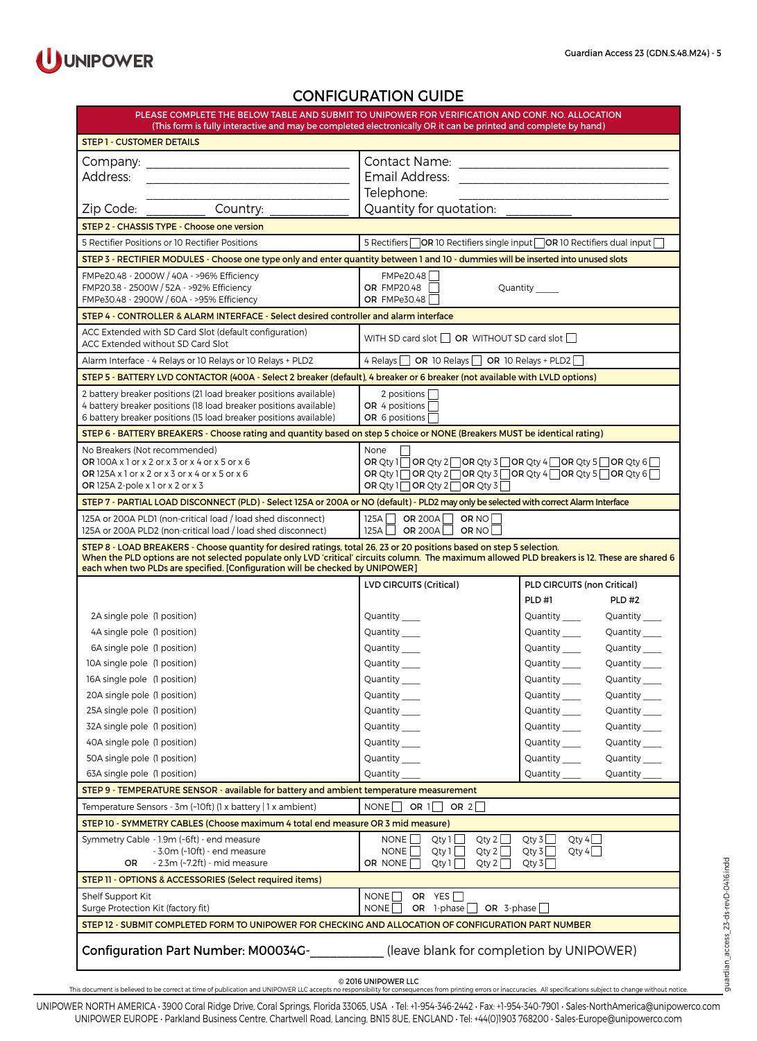# CONFIGURATION GUIDE

| PLEASE COMPLETE THE BELOW TABLE AND SUBMIT TO UNIPOWER FOR VERIFICATION AND CONF. NO. ALLOCATION (This form is fully interactive and may be completed electronically OR it can be printed and complete by hand) | | | |
|---|---|---|---|
| **STEP 1 - CUSTOMER DETAILS** | | | |
| Company: ____<br>Address: ____<br>____<br>Zip Code: ____ Country: ____ | Contact Name: ____<br>Email Address: ____<br>Telephone: ____<br>Quantity for quotation: ____ | | |
| **STEP 2 - CHASSIS TYPE - Choose one version** | | | |
| 5 Rectifier Positions or 10 Rectifier Positions | 5 Rectifiers ☐ **OR** 10 Rectifiers single input ☐ **OR** 10 Rectifiers dual input ☐ | | |
| **STEP 3 - RECTIFIER MODULES - Choose one type only and enter quantity between 1 and 10 - dummies will be inserted into unused slots** | | | |
| FMPe20.48 - 2000W / 40A - >96% Efficiency<br>FMP20.38 - 2500W / 52A - >92% Efficiency<br>FMPe30.48 - 2900W / 60A - >95% Efficiency | FMPe20.48 ☐<br>**OR** FMP20.48 ☐ Quantity ____<br>**OR** FMPe30.48 ☐ | | |
| **STEP 4 - CONTROLLER & ALARM INTERFACE - Select desired controller and alarm interface** | | | |
| ACC Extended with SD Card Slot (default configuration)<br>ACC Extended without SD Card Slot | WITH SD card slot ☐ **OR** WITHOUT SD card slot ☐ | | |
| Alarm Interface - 4 Relays or 10 Relays or 10 Relays + PLD2 | 4 Relays ☐ **OR** 10 Relays ☐ **OR** 10 Relays + PLD2 ☐ | | |
| **STEP 5 - BATTERY LVD CONTACTOR (400A - Select 2 breaker (default), 4 breaker or 6 breaker (not available with LVLD options)** | | | |
| 2 battery breaker positions (21 load breaker positions available)<br>4 battery breaker positions (18 load breaker positions available)<br>6 battery breaker positions (15 load breaker positions available) | 2 positions ☐<br>**OR** 4 positions ☐<br>**OR** 6 positions ☐ | | |
| **STEP 6 - BATTERY BREAKERS - Choose rating and quantity based on step 5 choice or NONE (Breakers MUST be identical rating)** | | | |
| No Breakers (Not recommended)<br>**OR** 100A x 1 or x 2 or x 3 or x 4 or x 5 or x 6<br>**OR** 125A x 1 or x 2 or x 3 or x 4 or x 5 or x 6<br>**OR** 125A 2-pole x 1 or x 2 or x 3 | None ☐<br>**OR** Qty 1 ☐ **OR** Qty 2 ☐ **OR** Qty 3 ☐ **OR** Qty 4 ☐ **OR** Qty 5 ☐ **OR** Qty 6 ☐<br>**OR** Qty 1 ☐ **OR** Qty 2 ☐ **OR** Qty 3 ☐ **OR** Qty 4 ☐ **OR** Qty 5 ☐ **OR** Qty 6 ☐<br>**OR** Qty 1 ☐ **OR** Qty 2 ☐ **OR** Qty 3 ☐ | | |
| **STEP 7 - PARTIAL LOAD DISCONNECT (PLD) - Select 125A or 200A or NO (default) - PLD2 may only be selected with correct Alarm Interface** | | | |
| 125A or 200A PLD1 (non-critical load / load shed disconnect)<br>125A or 200A PLD2 (non-critical load / load shed disconnect) | 125A ☐ **OR** 200A ☐ **OR** NO ☐<br>125A ☐ **OR** 200A ☐ **OR** NO ☐ | | |
| **STEP 8 - LOAD BREAKERS - Choose quantity for desired ratings, total 26, 23 or 20 positions based on step 5 selection. When the PLD options are not selected populate only LVD 'critical' circuits column. The maximum allowed PLD breakers is 12. These are shared 6 each when two PLDs are specified. [Configuration will be checked by UNIPOWER]** | | | |
| | LVD CIRCUITS (Critical) | PLD CIRCUITS (non Critical) | |
| | | PLD #1 | PLD #2 |
| 2A single pole (1 position) | Quantity ____ | Quantity ____ | Quantity ____ |
| 4A single pole (1 position) | Quantity ____ | Quantity ____ | Quantity ____ |
| 6A single pole (1 position) | Quantity ____ | Quantity ____ | Quantity ____ |
| 10A single pole (1 position) | Quantity ____ | Quantity ____ | Quantity ____ |
| 16A single pole (1 position) | Quantity ____ | Quantity ____ | Quantity ____ |
| 20A single pole (1 position) | Quantity ____ | Quantity ____ | Quantity ____ |
| 25A single pole (1 position) | Quantity ____ | Quantity ____ | Quantity ____ |
| 32A single pole (1 position) | Quantity ____ | Quantity ____ | Quantity ____ |
| 40A single pole (1 position) | Quantity ____ | Quantity ____ | Quantity ____ |
| 50A single pole (1 position) | Quantity ____ | Quantity ____ | Quantity ____ |
| 63A single pole (1 position) | Quantity ____ | Quantity ____ | Quantity ____ |
| **STEP 9 - TEMPERATURE SENSOR - available for battery and ambient temperature measurement** | | | |
| Temperature Sensors - 3m (~10ft) (1 x battery \| 1 x ambient) | NONE ☐ **OR** 1 ☐ **OR** 2 ☐ | | |
| **STEP 10 - SYMMETRY CABLES (Choose maximum 4 total end measure OR 3 mid measure)** | | | |
| Symmetry Cable - 1.9m (~6ft) - end measure<br>- 3.0m (~10ft) - end measure<br>**OR** - 2.3m (~7.2ft) - mid measure | NONE ☐ Qty 1 ☐ Qty 2 ☐ Qty 3 ☐ Qty 4 ☐<br>NONE ☐ Qty 1 ☐ Qty 2 ☐ Qty 3 ☐ Qty 4 ☐<br>**OR** NONE ☐ Qty 1 ☐ Qty 2 ☐ Qty 3 ☐ | | |
| **STEP 11 - OPTIONS & ACCESSORIES (Select required items)** | | | |
| Shelf Support Kit<br>Surge Protection Kit (factory fit) | NONE ☐ **OR** YES ☐<br>NONE ☐ **OR** 1-phase ☐ **OR** 3-phase ☐ | | |
| **STEP 12 - SUBMIT COMPLETED FORM TO UNIPOWER FOR CHECKING AND ALLOCATION OF CONFIGURATION PART NUMBER** | | | |
| Configuration Part Number: M00034G-____________ (leave blank for completion by UNIPOWER) | | | |

© 2016 UNIPOWER LLC

This document is believed to be correct at time of publication and UNIPOWER LLC accepts no responsibility for consequences from printing errors or inaccuracies. All specifications subject to change without notice.

UNIPOWER NORTH AMERICA · 3900 Coral Ridge Drive, Coral Springs, Florida 33065, USA · Tel: +1-954-346-2442 · Fax: +1-954-340-7901 · Sales-NorthAmerica@unipowerco.com
UNIPOWER EUROPE · Parkland Business Centre, Chartwell Road, Lancing, BN15 8UE, ENGLAND · Tel: +44(0)1903 768200 · Sales-Europe@unipowerco.com